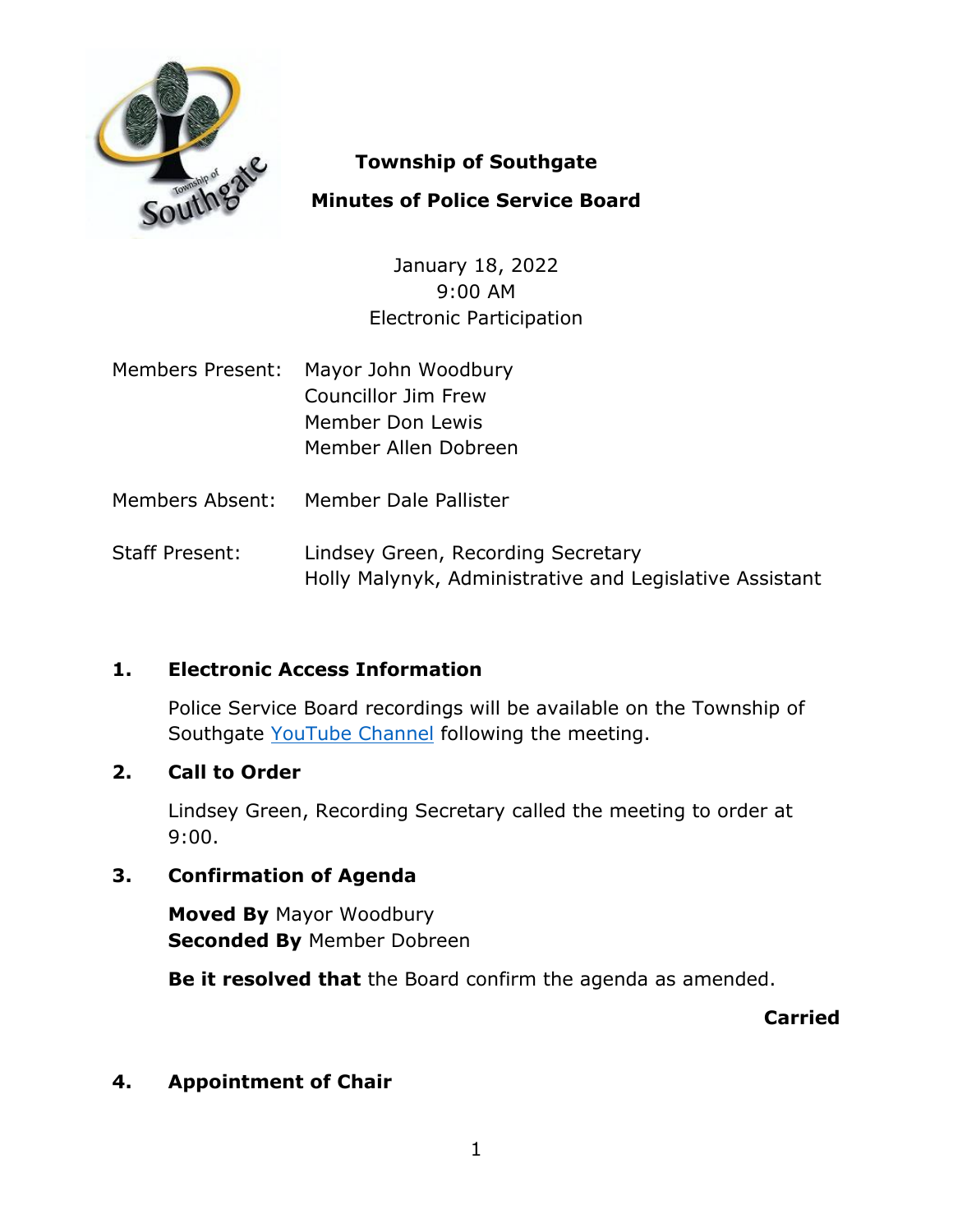# Township of Southgate

## Minutes of Police Service Board

January 18, 2022
9:00 AM
Electronic Participation

| | |
|---|---|
| Members Present: | Mayor John Woodbury<br>Councillor Jim Frew<br>Member Don Lewis<br>Member Allen Dobreen |
| Members Absent: | Member Dale Pallister |
| Staff Present: | Lindsey Green, Recording Secretary<br>Holly Malynyk, Administrative and Legislative Assistant |

### 1. Electronic Access Information

Police Service Board recordings will be available on the Township of Southgate YouTube Channel following the meeting.

### 2. Call to Order

Lindsey Green, Recording Secretary called the meeting to order at 9:00.

### 3. Confirmation of Agenda

**Moved By** Mayor Woodbury
**Seconded By** Member Dobreen

**Be it resolved that** the Board confirm the agenda as amended.

**Carried**

### 4. Appointment of Chair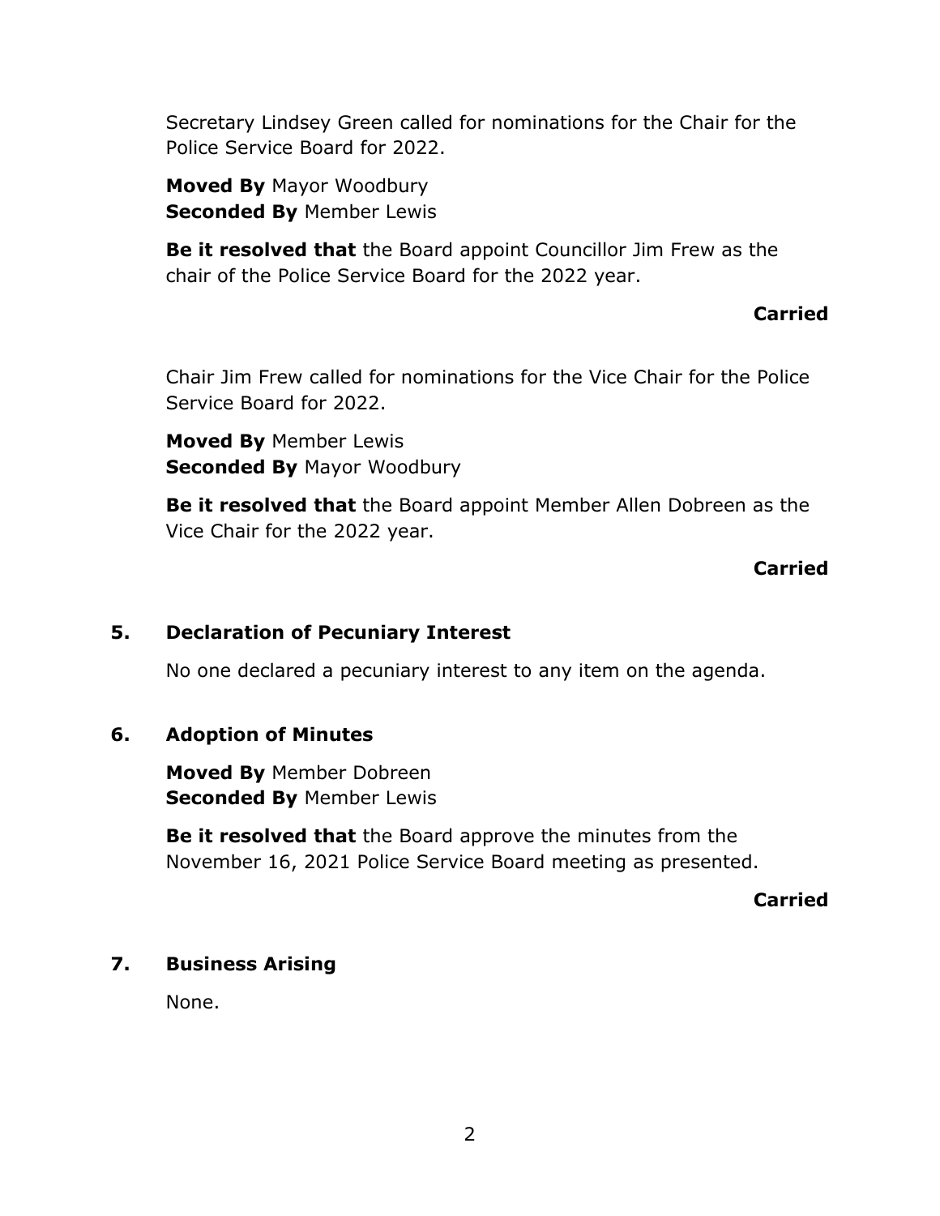Secretary Lindsey Green called for nominations for the Chair for the Police Service Board for 2022.

**Moved By** Mayor Woodbury
**Seconded By** Member Lewis

**Be it resolved that** the Board appoint Councillor Jim Frew as the chair of the Police Service Board for the 2022 year.

**Carried**

Chair Jim Frew called for nominations for the Vice Chair for the Police Service Board for 2022.

**Moved By** Member Lewis
**Seconded By** Mayor Woodbury

**Be it resolved that** the Board appoint Member Allen Dobreen as the Vice Chair for the 2022 year.

**Carried**

## 5. Declaration of Pecuniary Interest

No one declared a pecuniary interest to any item on the agenda.

## 6. Adoption of Minutes

**Moved By** Member Dobreen
**Seconded By** Member Lewis

**Be it resolved that** the Board approve the minutes from the November 16, 2021 Police Service Board meeting as presented.

**Carried**

## 7. Business Arising

None.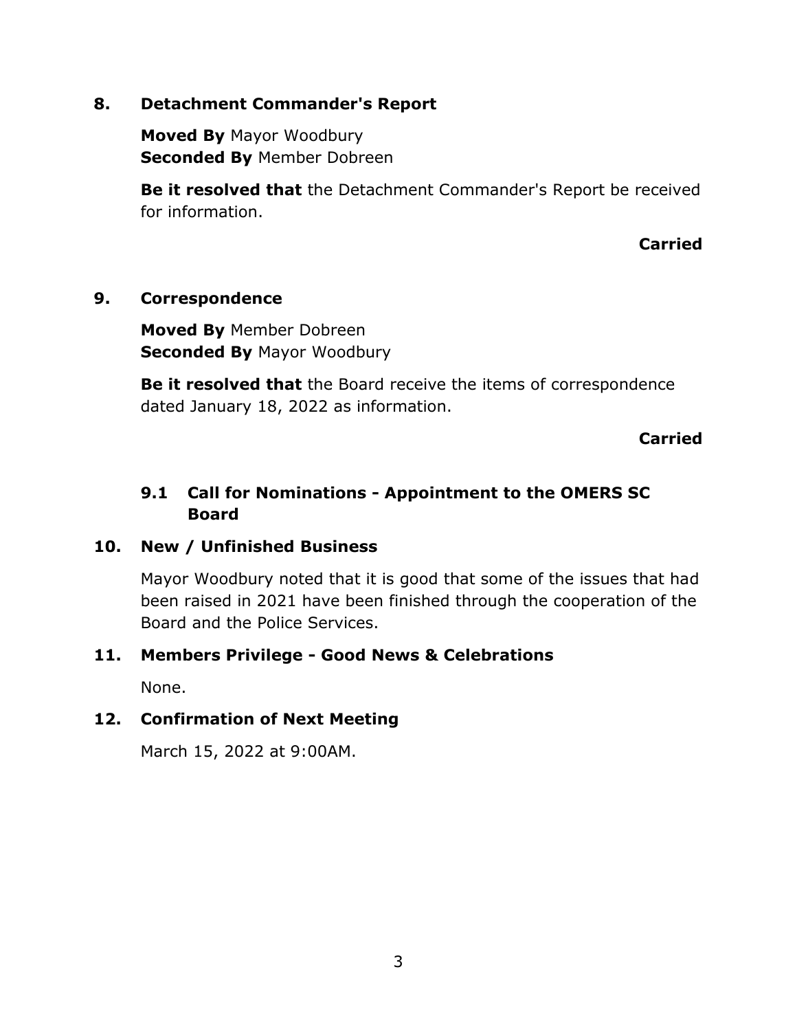## 8. Detachment Commander's Report

**Moved By** Mayor Woodbury
**Seconded By** Member Dobreen

**Be it resolved that** the Detachment Commander's Report be received for information.

**Carried**

## 9. Correspondence

**Moved By** Member Dobreen
**Seconded By** Mayor Woodbury

**Be it resolved that** the Board receive the items of correspondence dated January 18, 2022 as information.

**Carried**

### 9.1 Call for Nominations - Appointment to the OMERS SC Board

## 10. New / Unfinished Business

Mayor Woodbury noted that it is good that some of the issues that had been raised in 2021 have been finished through the cooperation of the Board and the Police Services.

## 11. Members Privilege - Good News & Celebrations

None.

## 12. Confirmation of Next Meeting

March 15, 2022 at 9:00AM.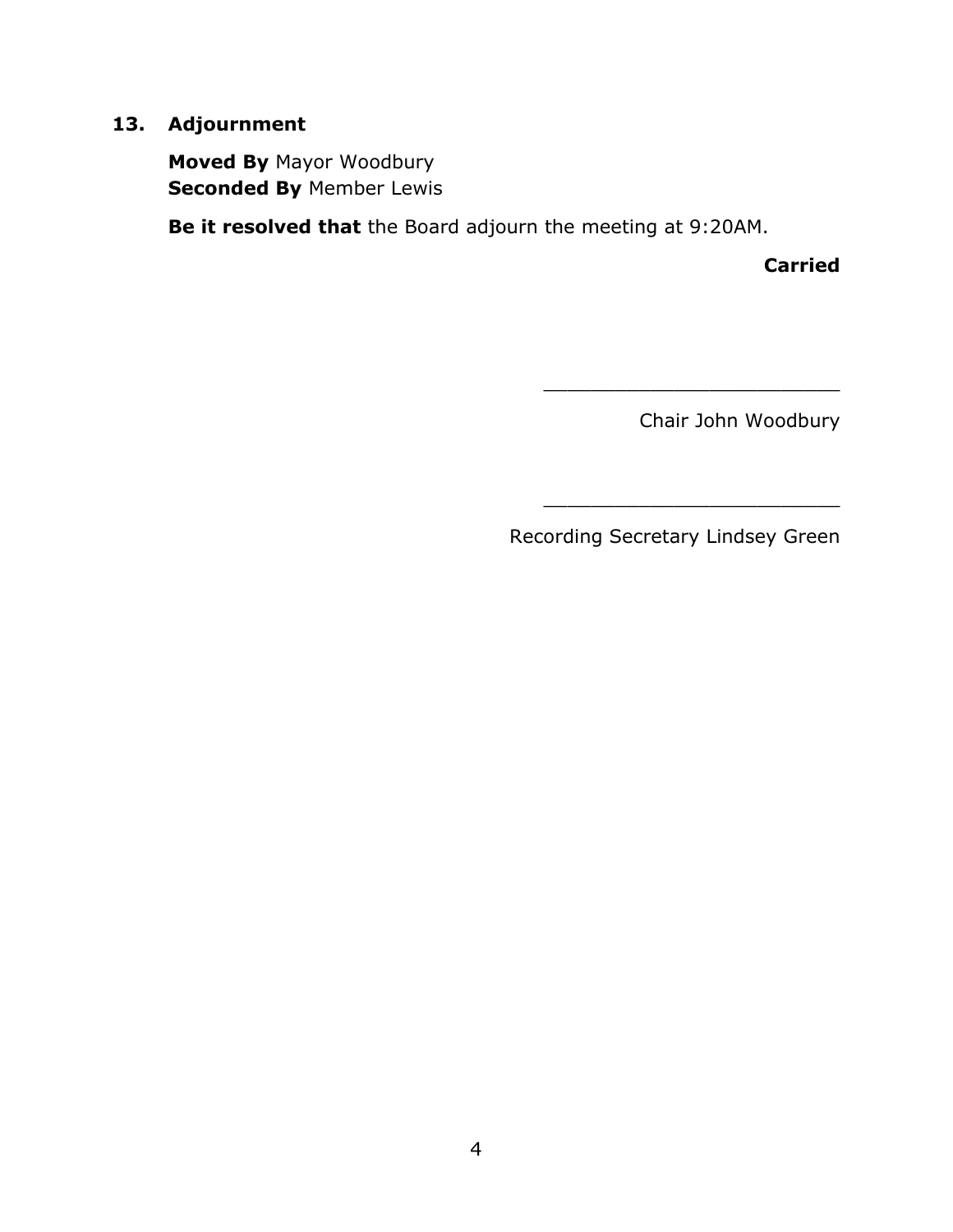## 13. Adjournment

**Moved By** Mayor Woodbury
**Seconded By** Member Lewis

**Be it resolved that** the Board adjourn the meeting at 9:20AM.

**Carried**

_________________________

Chair John Woodbury

_________________________

Recording Secretary Lindsey Green